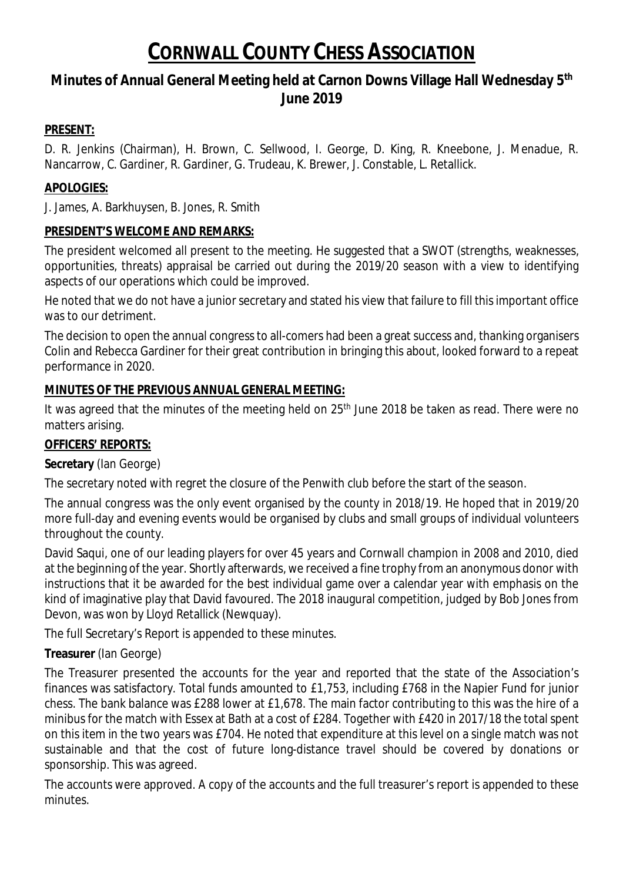# CORNWALL COUNTY CHESS ASSOCIATION

## Minutes of Annual General Meeting held at Carnon Downs Village Hall Wednesday 5th June 2019

**PRESENT:**

D. R. Jenkins (Chairman), H. Brown, C. Sellwood, I. George, D. King, R. Kneebone, J. Menadue, R. Nancarrow, C. Gardiner, R. Gardiner, G. Trudeau, K. Brewer, J. Constable, L. Retallick.

**APOLOGIES:**

J. James, A. Barkhuysen, B. Jones, R. Smith

**PRESIDENT'S WELCOME AND REMARKS:**

The president welcomed all present to the meeting. He suggested that a SWOT (strengths, weaknesses, opportunities, threats) appraisal be carried out during the 2019/20 season with a view to identifying aspects of our operations which could be improved.

He noted that we do not have a junior secretary and stated his view that failure to fill this important office was to our detriment.

The decision to open the annual congress to all-comers had been a great success and, thanking organisers Colin and Rebecca Gardiner for their great contribution in bringing this about, looked forward to a repeat performance in 2020.

**MINUTES OF THE PREVIOUS ANNUAL GENERAL MEETING:**

It was agreed that the minutes of the meeting held on 25th June 2018 be taken as read. There were no matters arising.

**OFFICERS' REPORTS:**

**Secretary** (Ian George)

The secretary noted with regret the closure of the Penwith club before the start of the season.

The annual congress was the only event organised by the county in 2018/19. He hoped that in 2019/20 more full-day and evening events would be organised by clubs and small groups of individual volunteers throughout the county.

David Saqui, one of our leading players for over 45 years and Cornwall champion in 2008 and 2010, died at the beginning of the year. Shortly afterwards, we received a fine trophy from an anonymous donor with instructions that it be awarded for the best individual game over a calendar year with emphasis on the kind of imaginative play that David favoured. The 2018 inaugural competition, judged by Bob Jones from Devon, was won by Lloyd Retallick (Newquay).

The full Secretary's Report is appended to these minutes.

**Treasurer** (Ian George)

The Treasurer presented the accounts for the year and reported that the state of the Association's finances was satisfactory. Total funds amounted to £1,753, including £768 in the Napier Fund for junior chess. The bank balance was £288 lower at £1,678. The main factor contributing to this was the hire of a minibus for the match with Essex at Bath at a cost of £284. Together with £420 in 2017/18 the total spent on this item in the two years was £704. He noted that expenditure at this level on a single match was not sustainable and that the cost of future long-distance travel should be covered by donations or sponsorship. This was agreed.

The accounts were approved. A copy of the accounts and the full treasurer's report is appended to these minutes.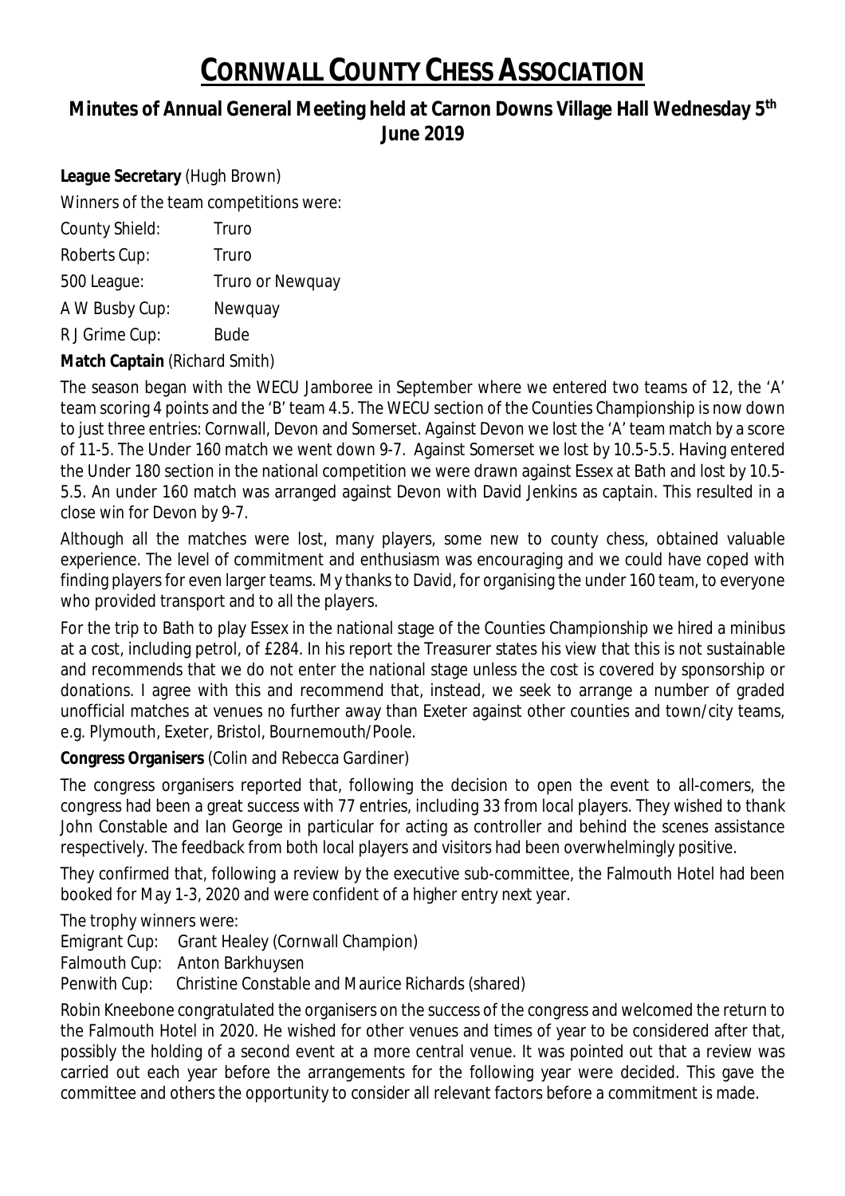# CORNWALL COUNTY CHESS ASSOCIATION

## Minutes of Annual General Meeting held at Carnon Downs Village Hall Wednesday 5th June 2019

**League Secretary** (Hugh Brown)

Winners of the team competitions were:

| | |
|---|---|
| County Shield: | Truro |
| Roberts Cup: | Truro |
| 500 League: | Truro or Newquay |
| A W Busby Cup: | Newquay |
| R J Grime Cup: | Bude |

**Match Captain** (Richard Smith)

The season began with the WECU Jamboree in September where we entered two teams of 12, the 'A' team scoring 4 points and the 'B' team 4.5. The WECU section of the Counties Championship is now down to just three entries: Cornwall, Devon and Somerset. Against Devon we lost the 'A' team match by a score of 11-5. The Under 160 match we went down 9-7. Against Somerset we lost by 10.5-5.5. Having entered the Under 180 section in the national competition we were drawn against Essex at Bath and lost by 10.5-5.5. An under 160 match was arranged against Devon with David Jenkins as captain. This resulted in a close win for Devon by 9-7.

Although all the matches were lost, many players, some new to county chess, obtained valuable experience. The level of commitment and enthusiasm was encouraging and we could have coped with finding players for even larger teams. My thanks to David, for organising the under 160 team, to everyone who provided transport and to all the players.

For the trip to Bath to play Essex in the national stage of the Counties Championship we hired a minibus at a cost, including petrol, of £284. In his report the Treasurer states his view that this is not sustainable and recommends that we do not enter the national stage unless the cost is covered by sponsorship or donations. I agree with this and recommend that, instead, we seek to arrange a number of graded unofficial matches at venues no further away than Exeter against other counties and town/city teams, e.g. Plymouth, Exeter, Bristol, Bournemouth/Poole.

**Congress Organisers** (Colin and Rebecca Gardiner)

The congress organisers reported that, following the decision to open the event to all-comers, the congress had been a great success with 77 entries, including 33 from local players. They wished to thank John Constable and Ian George in particular for acting as controller and behind the scenes assistance respectively. The feedback from both local players and visitors had been overwhelmingly positive.

They confirmed that, following a review by the executive sub-committee, the Falmouth Hotel had been booked for May 1-3, 2020 and were confident of a higher entry next year.

The trophy winners were:

Emigrant Cup: Grant Healey (Cornwall Champion)
Falmouth Cup: Anton Barkhuysen
Penwith Cup: Christine Constable and Maurice Richards (shared)

Robin Kneebone congratulated the organisers on the success of the congress and welcomed the return to the Falmouth Hotel in 2020. He wished for other venues and times of year to be considered after that, possibly the holding of a second event at a more central venue. It was pointed out that a review was carried out each year before the arrangements for the following year were decided. This gave the committee and others the opportunity to consider all relevant factors before a commitment is made.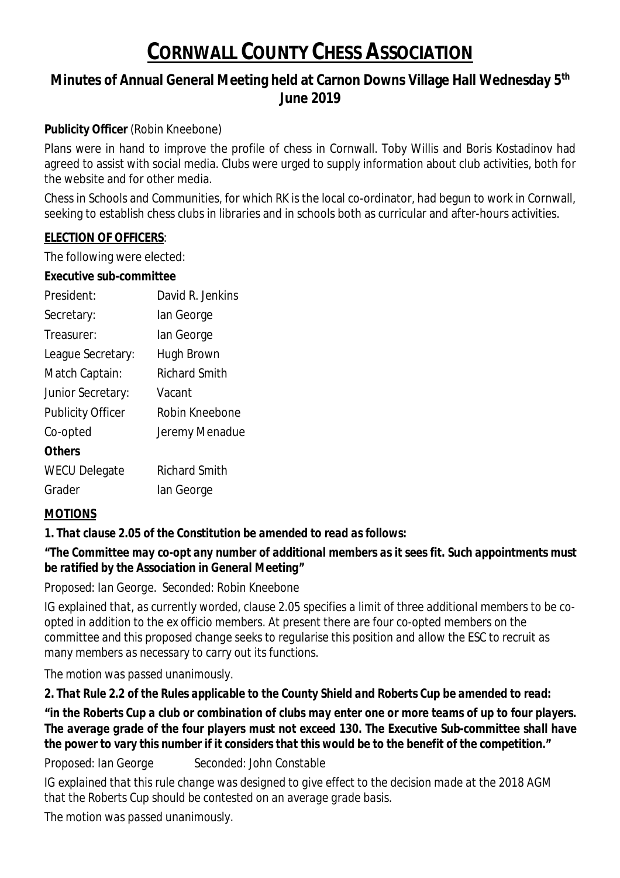# CORNWALL COUNTY CHESS ASSOCIATION

## Minutes of Annual General Meeting held at Carnon Downs Village Hall Wednesday 5th June 2019

**Publicity Officer** (Robin Kneebone)

Plans were in hand to improve the profile of chess in Cornwall. Toby Willis and Boris Kostadinov had agreed to assist with social media. Clubs were urged to supply information about club activities, both for the website and for other media.

Chess in Schools and Communities, for which RK is the local co-ordinator, had begun to work in Cornwall, seeking to establish chess clubs in libraries and in schools both as curricular and after-hours activities.

**ELECTION OF OFFICERS**:

The following were elected:

**Executive sub-committee**

| | |
|---|---|
| President: | David R. Jenkins |
| Secretary: | Ian George |
| Treasurer: | Ian George |
| League Secretary: | Hugh Brown |
| Match Captain: | Richard Smith |
| Junior Secretary: | Vacant |
| Publicity Officer | Robin Kneebone |
| Co-opted | Jeremy Menadue |
| **Others** | |
| WECU Delegate | Richard Smith |
| Grader | Ian George |

**MOTIONS**

***1. That clause 2.05 of the Constitution be amended to read as follows:***

***"The Committee may co-opt any number of additional members as it sees fit. Such appointments must be ratified by the Association in General Meeting"***

*Proposed: Ian George. Seconded: Robin Kneebone*

*IG explained that, as currently worded, clause 2.05 specifies a limit of three additional members to be co-opted in addition to the ex officio members. At present there are four co-opted members on the committee and this proposed change seeks to regularise this position and allow the ESC to recruit as many members as necessary to carry out its functions.*

*The motion was passed unanimously.*

***2. That Rule 2.2 of the Rules applicable to the County Shield and Roberts Cup be amended to read:***

***"in the Roberts Cup a club or combination of clubs may enter one or more teams of up to four players. The average grade of the four players must not exceed 130. The Executive Sub-committee shall have the power to vary this number if it considers that this would be to the benefit of the competition."***

*Proposed: Ian George Seconded: John Constable*

*IG explained that this rule change was designed to give effect to the decision made at the 2018 AGM that the Roberts Cup should be contested on an average grade basis.*

*The motion was passed unanimously.*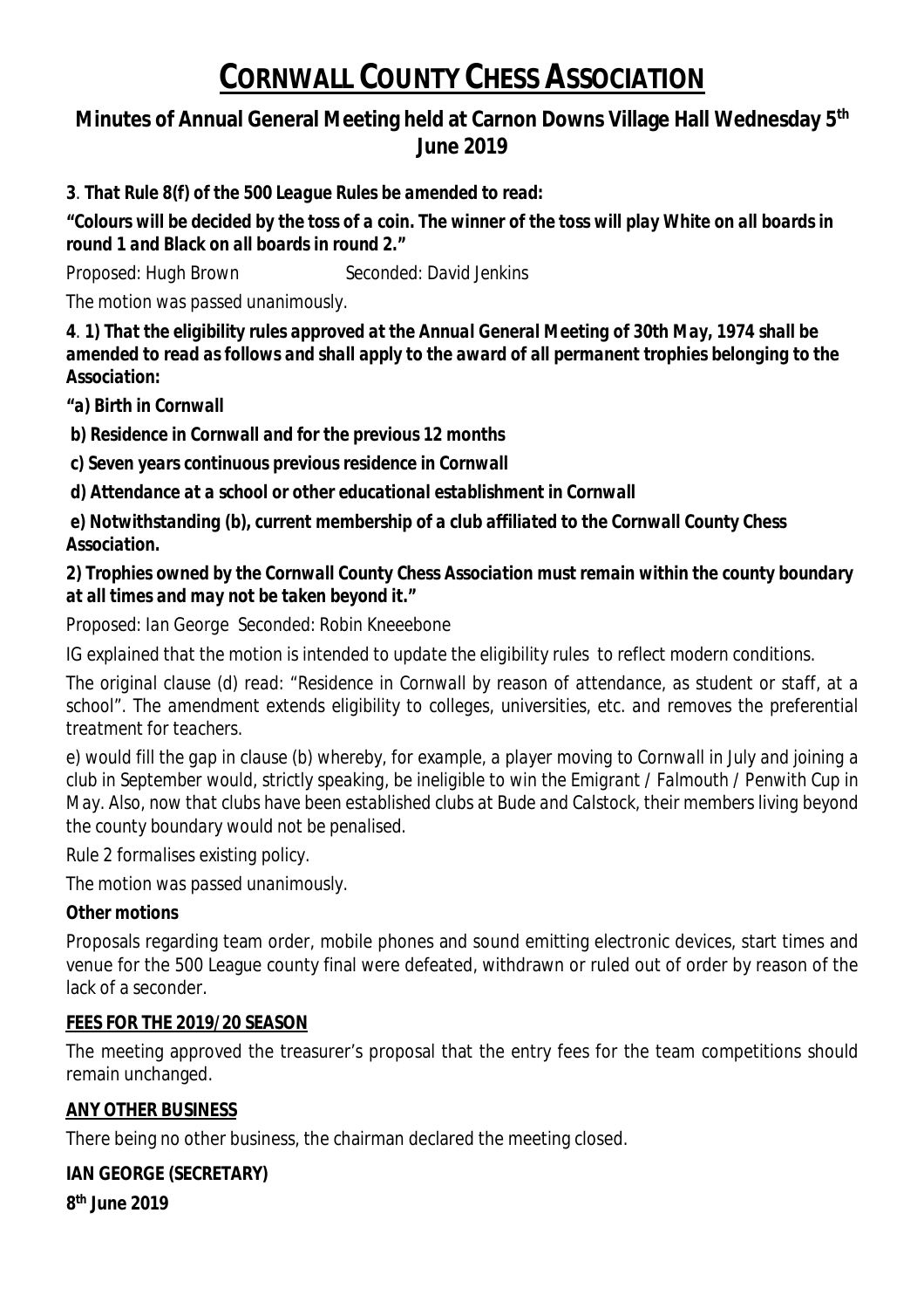# CORNWALL COUNTY CHESS ASSOCIATION

## Minutes of Annual General Meeting held at Carnon Downs Village Hall Wednesday 5th June 2019

**3**. ***That Rule 8(f) of the 500 League Rules be amended to read:***

***"Colours will be decided by the toss of a coin. The winner of the toss will play White on all boards in round 1 and Black on all boards in round 2."***

*Proposed: Hugh Brown Seconded: David Jenkins*

*The motion was passed unanimously.*

**4**. ***1) That the eligibility rules approved at the Annual General Meeting of 30th May, 1974 shall be amended to read as follows and shall apply to the award of all permanent trophies belonging to the Association:***

***"a) Birth in Cornwall***

***b) Residence in Cornwall and for the previous 12 months***

***c) Seven years continuous previous residence in Cornwall***

***d) Attendance at a school or other educational establishment in Cornwall***

***e) Notwithstanding (b), current membership of a club affiliated to the Cornwall County Chess Association.***

***2) Trophies owned by the Cornwall County Chess Association must remain within the county boundary at all times and may not be taken beyond it."***

*Proposed: Ian George Seconded: Robin Kneeebone*

*IG explained that the motion is intended to update the eligibility rules to reflect modern conditions.*

*The original clause (d) read: "Residence in Cornwall by reason of attendance, as student or staff, at a school". The amendment extends eligibility to colleges, universities, etc. and removes the preferential treatment for teachers.*

*e) would fill the gap in clause (b) whereby, for example, a player moving to Cornwall in July and joining a club in September would, strictly speaking, be ineligible to win the Emigrant / Falmouth / Penwith Cup in May. Also, now that clubs have been established clubs at Bude and Calstock, their members living beyond the county boundary would not be penalised.*

*Rule 2 formalises existing policy.*

*The motion was passed unanimously.*

**Other motions**

Proposals regarding team order, mobile phones and sound emitting electronic devices, start times and venue for the 500 League county final were defeated, withdrawn or ruled out of order by reason of the lack of a seconder.

**FEES FOR THE 2019/20 SEASON**

The meeting approved the treasurer's proposal that the entry fees for the team competitions should remain unchanged.

**ANY OTHER BUSINESS**

There being no other business, the chairman declared the meeting closed.

**IAN GEORGE (SECRETARY)**

**8th June 2019**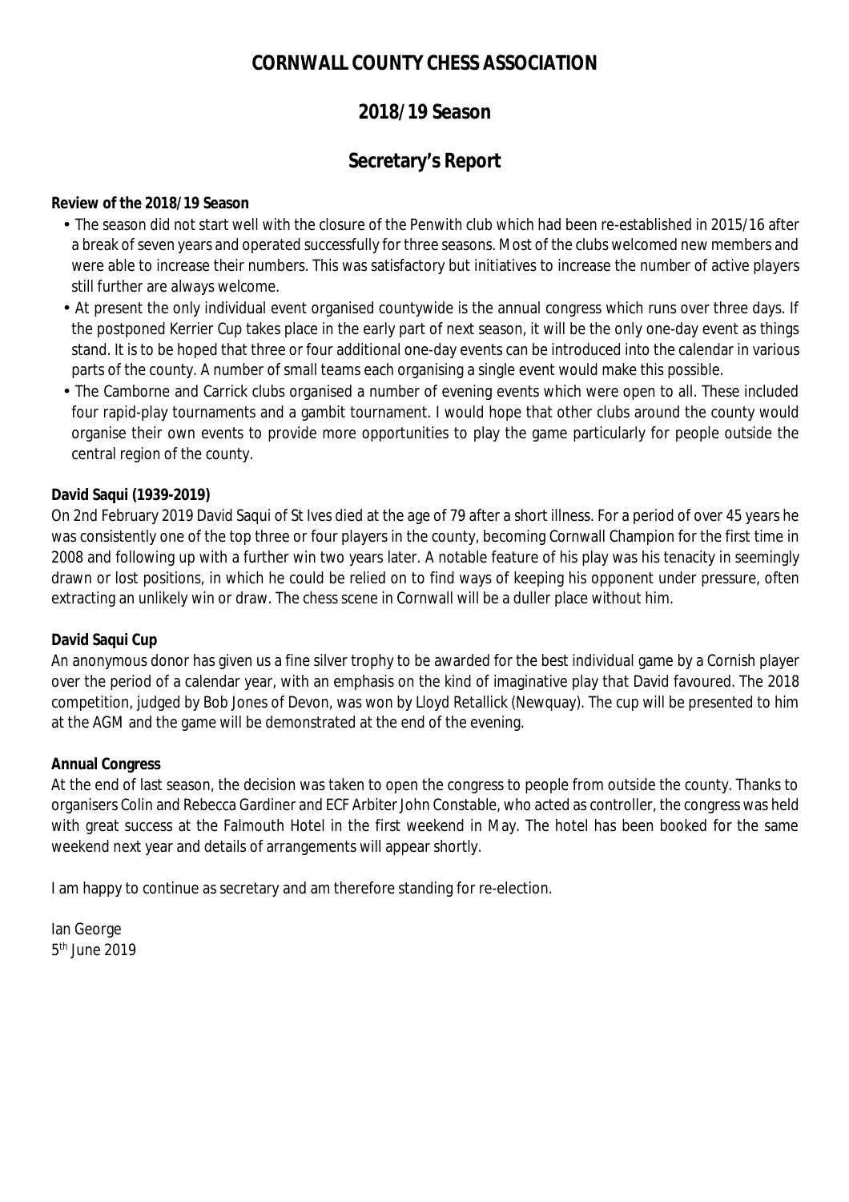# CORNWALL COUNTY CHESS ASSOCIATION

## 2018/19 Season

## Secretary's Report

**Review of the 2018/19 Season**

- The season did not start well with the closure of the Penwith club which had been re-established in 2015/16 after a break of seven years and operated successfully for three seasons. Most of the clubs welcomed new members and were able to increase their numbers. This was satisfactory but initiatives to increase the number of active players still further are always welcome.
- At present the only individual event organised countywide is the annual congress which runs over three days. If the postponed Kerrier Cup takes place in the early part of next season, it will be the only one-day event as things stand. It is to be hoped that three or four additional one-day events can be introduced into the calendar in various parts of the county. A number of small teams each organising a single event would make this possible.
- The Camborne and Carrick clubs organised a number of evening events which were open to all. These included four rapid-play tournaments and a gambit tournament. I would hope that other clubs around the county would organise their own events to provide more opportunities to play the game particularly for people outside the central region of the county.

**David Saqui (1939-2019)**

On 2nd February 2019 David Saqui of St Ives died at the age of 79 after a short illness. For a period of over 45 years he was consistently one of the top three or four players in the county, becoming Cornwall Champion for the first time in 2008 and following up with a further win two years later. A notable feature of his play was his tenacity in seemingly drawn or lost positions, in which he could be relied on to find ways of keeping his opponent under pressure, often extracting an unlikely win or draw. The chess scene in Cornwall will be a duller place without him.

**David Saqui Cup**

An anonymous donor has given us a fine silver trophy to be awarded for the best individual game by a Cornish player over the period of a calendar year, with an emphasis on the kind of imaginative play that David favoured. The 2018 competition, judged by Bob Jones of Devon, was won by Lloyd Retallick (Newquay). The cup will be presented to him at the AGM and the game will be demonstrated at the end of the evening.

**Annual Congress**

At the end of last season, the decision was taken to open the congress to people from outside the county. Thanks to organisers Colin and Rebecca Gardiner and ECF Arbiter John Constable, who acted as controller, the congress was held with great success at the Falmouth Hotel in the first weekend in May. The hotel has been booked for the same weekend next year and details of arrangements will appear shortly.

I am happy to continue as secretary and am therefore standing for re-election.

Ian George
5th June 2019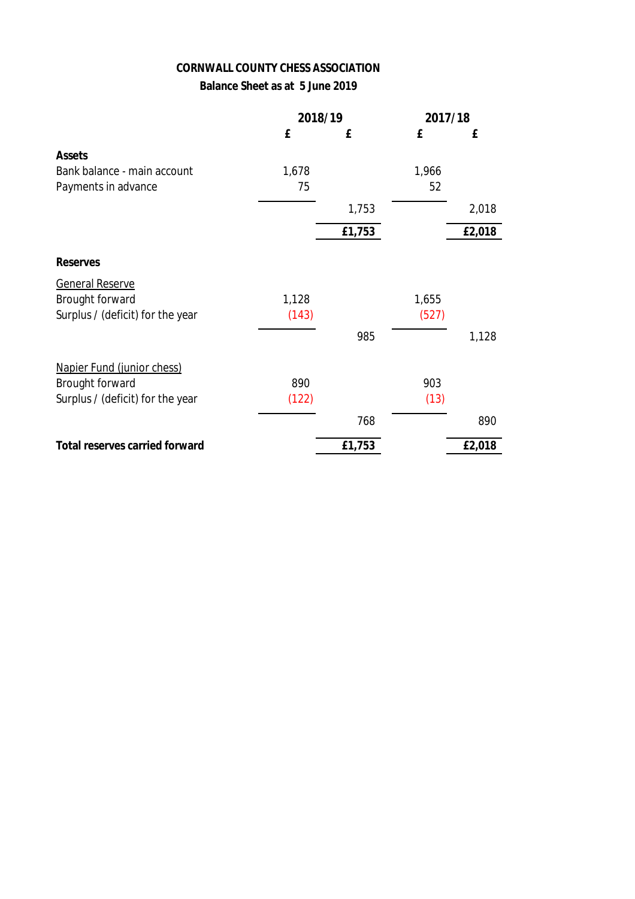**CORNWALL COUNTY CHESS ASSOCIATION**

**Balance Sheet as at 5 June 2019**

| | 2018/19 | | 2017/18 | |
|---|---|---|---|---|
| | £ | £ | £ | £ |
| **Assets** | | | | |
| Bank balance - main account | 1,678 | | 1,966 | |
| Payments in advance | 75 | | 52 | |
| | | 1,753 | | 2,018 |
| | | **£1,753** | | **£2,018** |
| **Reserves** | | | | |
| General Reserve | | | | |
| Brought forward | 1,128 | | 1,655 | |
| Surplus / (deficit) for the year | (143) | | (527) | |
| | | 985 | | 1,128 |
| Napier Fund (junior chess) | | | | |
| Brought forward | 890 | | 903 | |
| Surplus / (deficit) for the year | (122) | | (13) | |
| | | 768 | | 890 |
| **Total reserves carried forward** | | **£1,753** | | **£2,018** |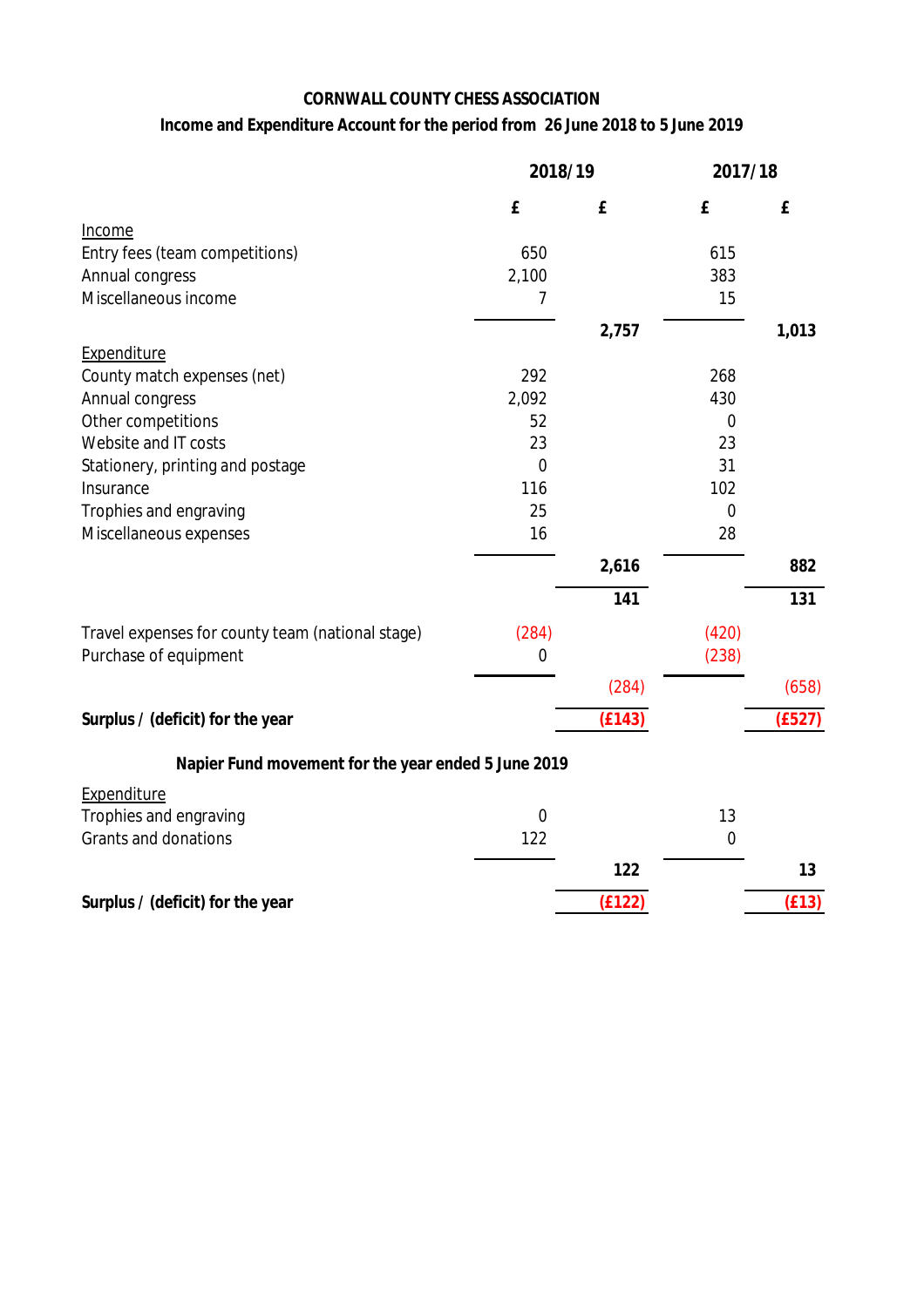**CORNWALL COUNTY CHESS ASSOCIATION**

**Income and Expenditure Account for the period from 26 June 2018 to 5 June 2019**

| | 2018/19 | | 2017/18 | |
|---|---|---|---|---|
| | £ | £ | £ | £ |
| Income | | | | |
| Entry fees (team competitions) | 650 | | 615 | |
| Annual congress | 2,100 | | 383 | |
| Miscellaneous income | 7 | | 15 | |
| | | **2,757** | | **1,013** |
| Expenditure | | | | |
| County match expenses (net) | 292 | | 268 | |
| Annual congress | 2,092 | | 430 | |
| Other competitions | 52 | | 0 | |
| Website and IT costs | 23 | | 23 | |
| Stationery, printing and postage | 0 | | 31 | |
| Insurance | 116 | | 102 | |
| Trophies and engraving | 25 | | 0 | |
| Miscellaneous expenses | 16 | | 28 | |
| | | **2,616** | | **882** |
| | | **141** | | **131** |
| Travel expenses for county team (national stage) | (284) | | (420) | |
| Purchase of equipment | 0 | | (238) | |
| | | (284) | | (658) |
| **Surplus / (deficit) for the year** | | **(£143)** | | **(£527)** |

**Napier Fund movement for the year ended 5 June 2019**

| | 2018/19 | | 2017/18 | |
|---|---|---|---|---|
| Expenditure | | | | |
| Trophies and engraving | 0 | | 13 | |
| Grants and donations | 122 | | 0 | |
| | | **122** | | **13** |
| **Surplus / (deficit) for the year** | | **(£122)** | | **(£13)** |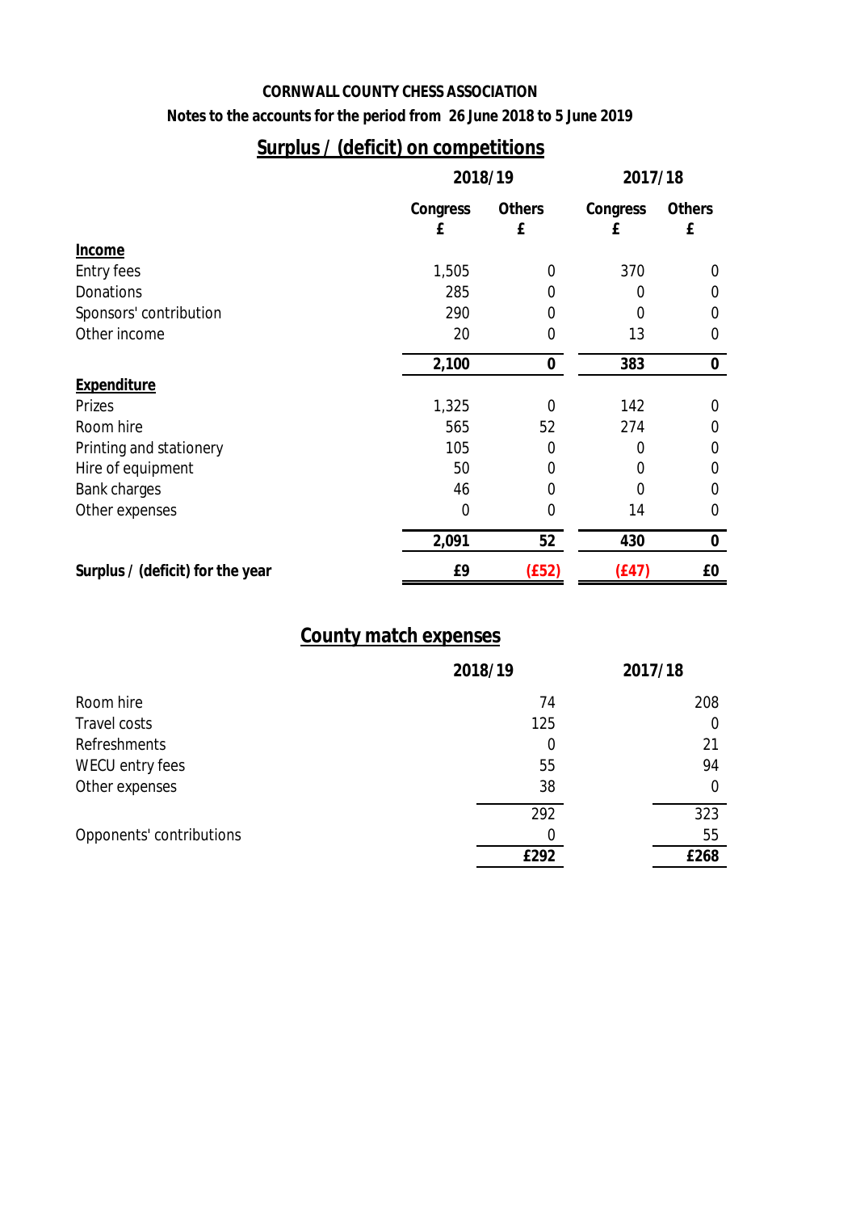**CORNWALL COUNTY CHESS ASSOCIATION**

**Notes to the accounts for the period from 26 June 2018 to 5 June 2019**

## Surplus / (deficit) on competitions

| | 2018/19 | | 2017/18 | |
|---|---|---|---|---|
| | Congress £ | Others £ | Congress £ | Others £ |
| **Income** | | | | |
| Entry fees | 1,505 | 0 | 370 | 0 |
| Donations | 285 | 0 | 0 | 0 |
| Sponsors' contribution | 290 | 0 | 0 | 0 |
| Other income | 20 | 0 | 13 | 0 |
| | **2,100** | **0** | **383** | **0** |
| **Expenditure** | | | | |
| Prizes | 1,325 | 0 | 142 | 0 |
| Room hire | 565 | 52 | 274 | 0 |
| Printing and stationery | 105 | 0 | 0 | 0 |
| Hire of equipment | 50 | 0 | 0 | 0 |
| Bank charges | 46 | 0 | 0 | 0 |
| Other expenses | 0 | 0 | 14 | 0 |
| | **2,091** | **52** | **430** | **0** |
| **Surplus / (deficit) for the year** | **£9** | **(£52)** | **(£47)** | **£0** |

## County match expenses

| | 2018/19 | 2017/18 |
|---|---|---|
| Room hire | 74 | 208 |
| Travel costs | 125 | 0 |
| Refreshments | 0 | 21 |
| WECU entry fees | 55 | 94 |
| Other expenses | 38 | 0 |
| | 292 | 323 |
| Opponents' contributions | 0 | 55 |
| | **£292** | **£268** |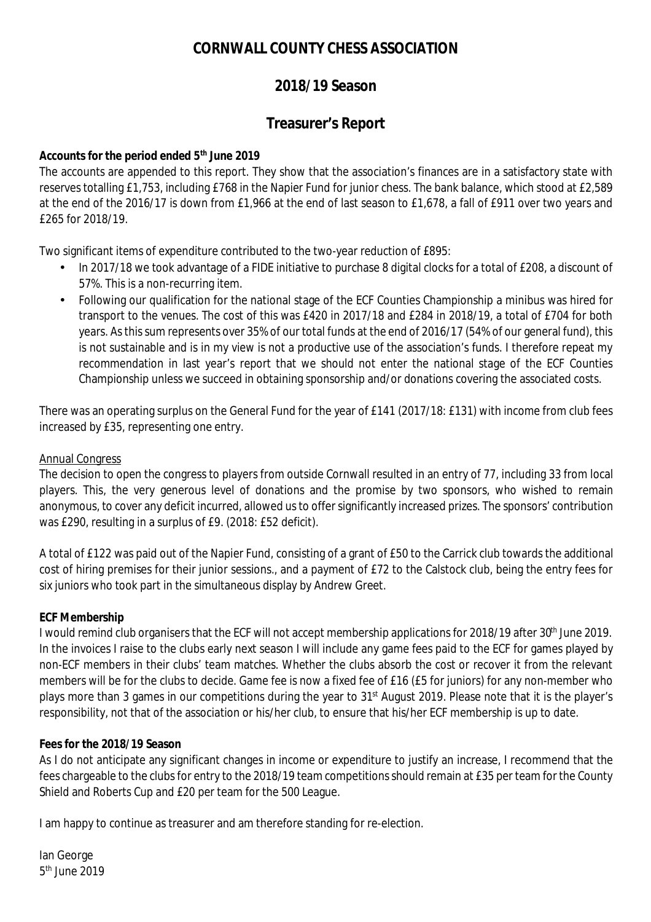# CORNWALL COUNTY CHESS ASSOCIATION

## 2018/19 Season

## Treasurer's Report

**Accounts for the period ended 5th June 2019**

The accounts are appended to this report. They show that the association's finances are in a satisfactory state with reserves totalling £1,753, including £768 in the Napier Fund for junior chess. The bank balance, which stood at £2,589 at the end of the 2016/17 is down from £1,966 at the end of last season to £1,678, a fall of £911 over two years and £265 for 2018/19.

Two significant items of expenditure contributed to the two-year reduction of £895:

- In 2017/18 we took advantage of a FIDE initiative to purchase 8 digital clocks for a total of £208, a discount of 57%. This is a non-recurring item.
- Following our qualification for the national stage of the ECF Counties Championship a minibus was hired for transport to the venues. The cost of this was £420 in 2017/18 and £284 in 2018/19, a total of £704 for both years. As this sum represents over 35% of our total funds at the end of 2016/17 (54% of our general fund), this is not sustainable and is in my view is not a productive use of the association's funds. I therefore repeat my recommendation in last year's report that we should not enter the national stage of the ECF Counties Championship unless we succeed in obtaining sponsorship and/or donations covering the associated costs.

There was an operating surplus on the General Fund for the year of £141 (2017/18: £131) with income from club fees increased by £35, representing one entry.

Annual Congress

The decision to open the congress to players from outside Cornwall resulted in an entry of 77, including 33 from local players. This, the very generous level of donations and the promise by two sponsors, who wished to remain anonymous, to cover any deficit incurred, allowed us to offer significantly increased prizes. The sponsors' contribution was £290, resulting in a surplus of £9. (2018: £52 deficit).

A total of £122 was paid out of the Napier Fund, consisting of a grant of £50 to the Carrick club towards the additional cost of hiring premises for their junior sessions., and a payment of £72 to the Calstock club, being the entry fees for six juniors who took part in the simultaneous display by Andrew Greet.

**ECF Membership**

I would remind club organisers that the ECF will not accept membership applications for 2018/19 after 30th June 2019. In the invoices I raise to the clubs early next season I will include any game fees paid to the ECF for games played by non-ECF members in their clubs' team matches. Whether the clubs absorb the cost or recover it from the relevant members will be for the clubs to decide. Game fee is now a fixed fee of £16 (£5 for juniors) for any non-member who plays more than 3 games in our competitions during the year to 31st August 2019. Please note that it is the player's responsibility, not that of the association or his/her club, to ensure that his/her ECF membership is up to date.

**Fees for the 2018/19 Season**

As I do not anticipate any significant changes in income or expenditure to justify an increase, I recommend that the fees chargeable to the clubs for entry to the 2018/19 team competitions should remain at £35 per team for the County Shield and Roberts Cup and £20 per team for the 500 League.

I am happy to continue as treasurer and am therefore standing for re-election.

Ian George
5th June 2019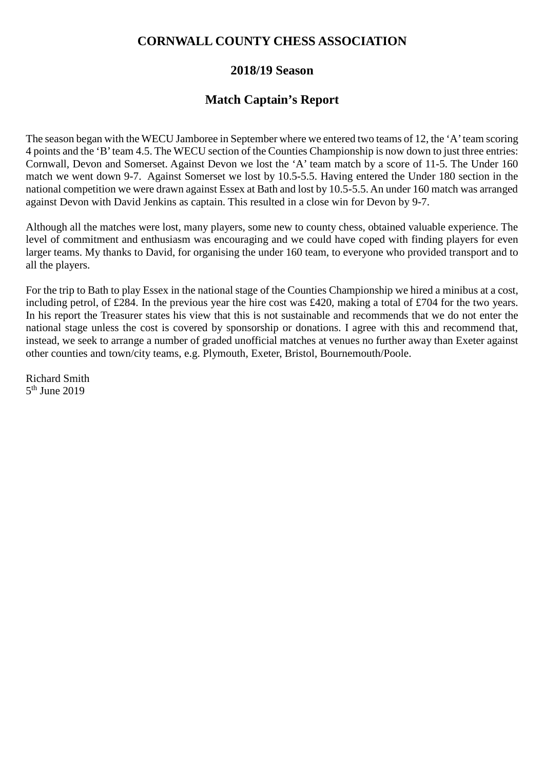# CORNWALL COUNTY CHESS ASSOCIATION

## 2018/19 Season

## Match Captain's Report

The season began with the WECU Jamboree in September where we entered two teams of 12, the 'A' team scoring 4 points and the 'B' team 4.5. The WECU section of the Counties Championship is now down to just three entries: Cornwall, Devon and Somerset. Against Devon we lost the 'A' team match by a score of 11-5. The Under 160 match we went down 9-7. Against Somerset we lost by 10.5-5.5. Having entered the Under 180 section in the national competition we were drawn against Essex at Bath and lost by 10.5-5.5. An under 160 match was arranged against Devon with David Jenkins as captain. This resulted in a close win for Devon by 9-7.

Although all the matches were lost, many players, some new to county chess, obtained valuable experience. The level of commitment and enthusiasm was encouraging and we could have coped with finding players for even larger teams. My thanks to David, for organising the under 160 team, to everyone who provided transport and to all the players.

For the trip to Bath to play Essex in the national stage of the Counties Championship we hired a minibus at a cost, including petrol, of £284. In the previous year the hire cost was £420, making a total of £704 for the two years. In his report the Treasurer states his view that this is not sustainable and recommends that we do not enter the national stage unless the cost is covered by sponsorship or donations. I agree with this and recommend that, instead, we seek to arrange a number of graded unofficial matches at venues no further away than Exeter against other counties and town/city teams, e.g. Plymouth, Exeter, Bristol, Bournemouth/Poole.

Richard Smith
5th June 2019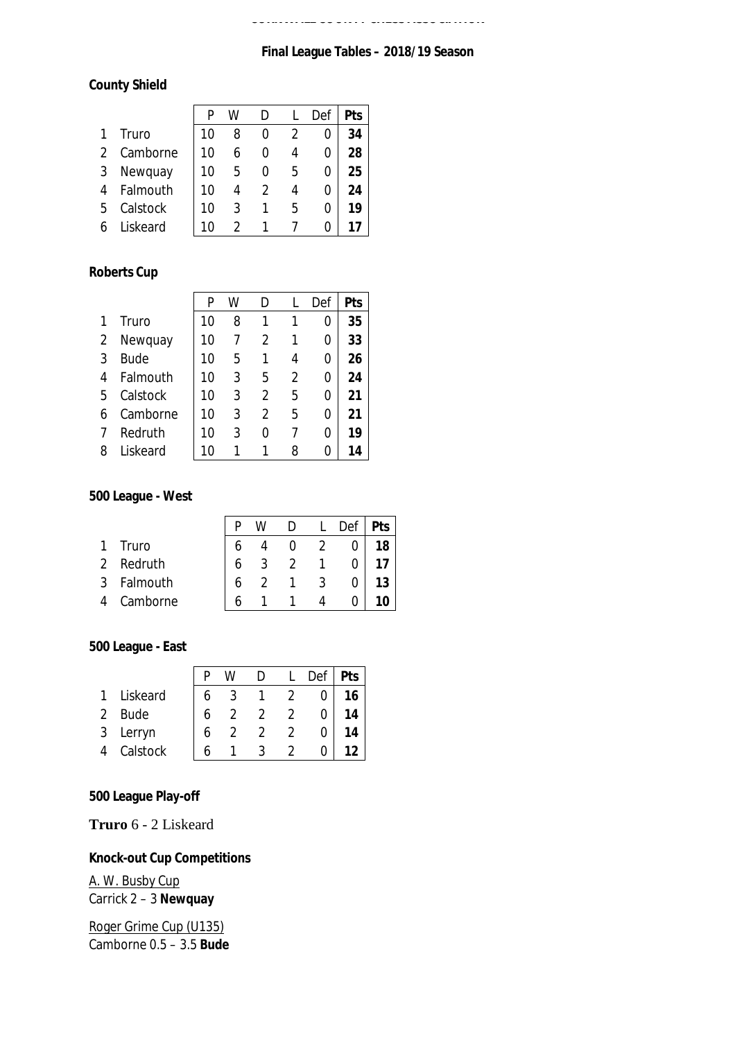## Final League Tables – 2018/19 Season

### County Shield

| | | P | W | D | L | Def | Pts |
|---|---|---|---|---|---|---|---|
| 1 | Truro | 10 | 8 | 0 | 2 | 0 | **34** |
| 2 | Camborne | 10 | 6 | 0 | 4 | 0 | **28** |
| 3 | Newquay | 10 | 5 | 0 | 5 | 0 | **25** |
| 4 | Falmouth | 10 | 4 | 2 | 4 | 0 | **24** |
| 5 | Calstock | 10 | 3 | 1 | 5 | 0 | **19** |
| 6 | Liskeard | 10 | 2 | 1 | 7 | 0 | **17** |

### Roberts Cup

| | | P | W | D | L | Def | Pts |
|---|---|---|---|---|---|---|---|
| 1 | Truro | 10 | 8 | 1 | 1 | 0 | **35** |
| 2 | Newquay | 10 | 7 | 2 | 1 | 0 | **33** |
| 3 | Bude | 10 | 5 | 1 | 4 | 0 | **26** |
| 4 | Falmouth | 10 | 3 | 5 | 2 | 0 | **24** |
| 5 | Calstock | 10 | 3 | 2 | 5 | 0 | **21** |
| 6 | Camborne | 10 | 3 | 2 | 5 | 0 | **21** |
| 7 | Redruth | 10 | 3 | 0 | 7 | 0 | **19** |
| 8 | Liskeard | 10 | 1 | 1 | 8 | 0 | **14** |

### 500 League - West

| | | P | W | D | L | Def | Pts |
|---|---|---|---|---|---|---|---|
| 1 | Truro | 6 | 4 | 0 | 2 | 0 | **18** |
| 2 | Redruth | 6 | 3 | 2 | 1 | 0 | **17** |
| 3 | Falmouth | 6 | 2 | 1 | 3 | 0 | **13** |
| 4 | Camborne | 6 | 1 | 1 | 4 | 0 | **10** |

### 500 League - East

| | | P | W | D | L | Def | Pts |
|---|---|---|---|---|---|---|---|
| 1 | Liskeard | 6 | 3 | 1 | 2 | 0 | **16** |
| 2 | Bude | 6 | 2 | 2 | 2 | 0 | **14** |
| 3 | Lerryn | 6 | 2 | 2 | 2 | 0 | **14** |
| 4 | Calstock | 6 | 1 | 3 | 2 | 0 | **12** |

### 500 League Play-off

**Truro** 6 - 2 Liskeard

### Knock-out Cup Competitions

A. W. Busby Cup
Carrick 2 – 3 **Newquay**

Roger Grime Cup (U135)
Camborne 0.5 – 3.5 **Bude**